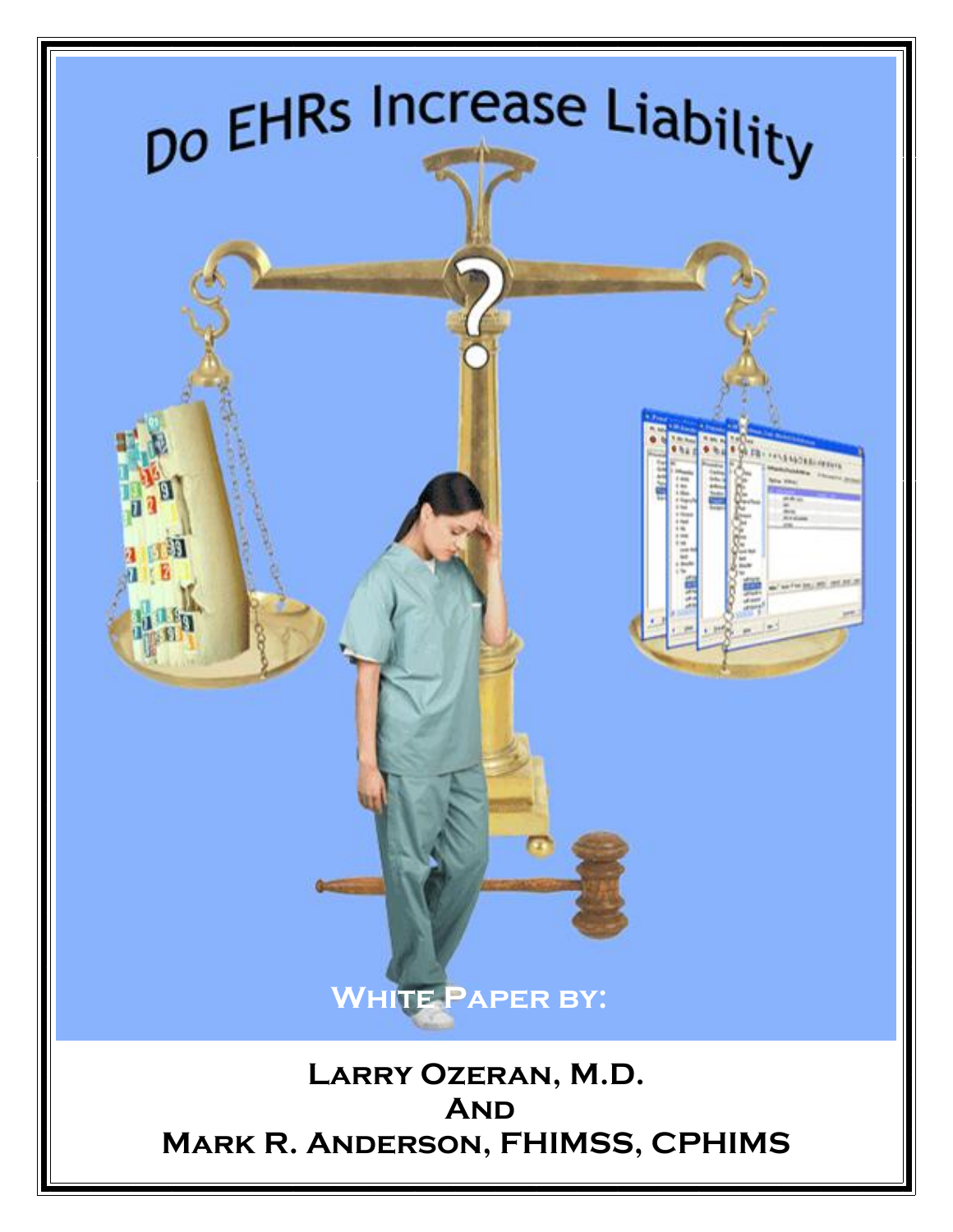# Do EHRs Increase Liability

White Paper by:

**Larry Ozeran, M.D.**
**And**
**Mark R. Anderson, FHIMSS, CPHIMS**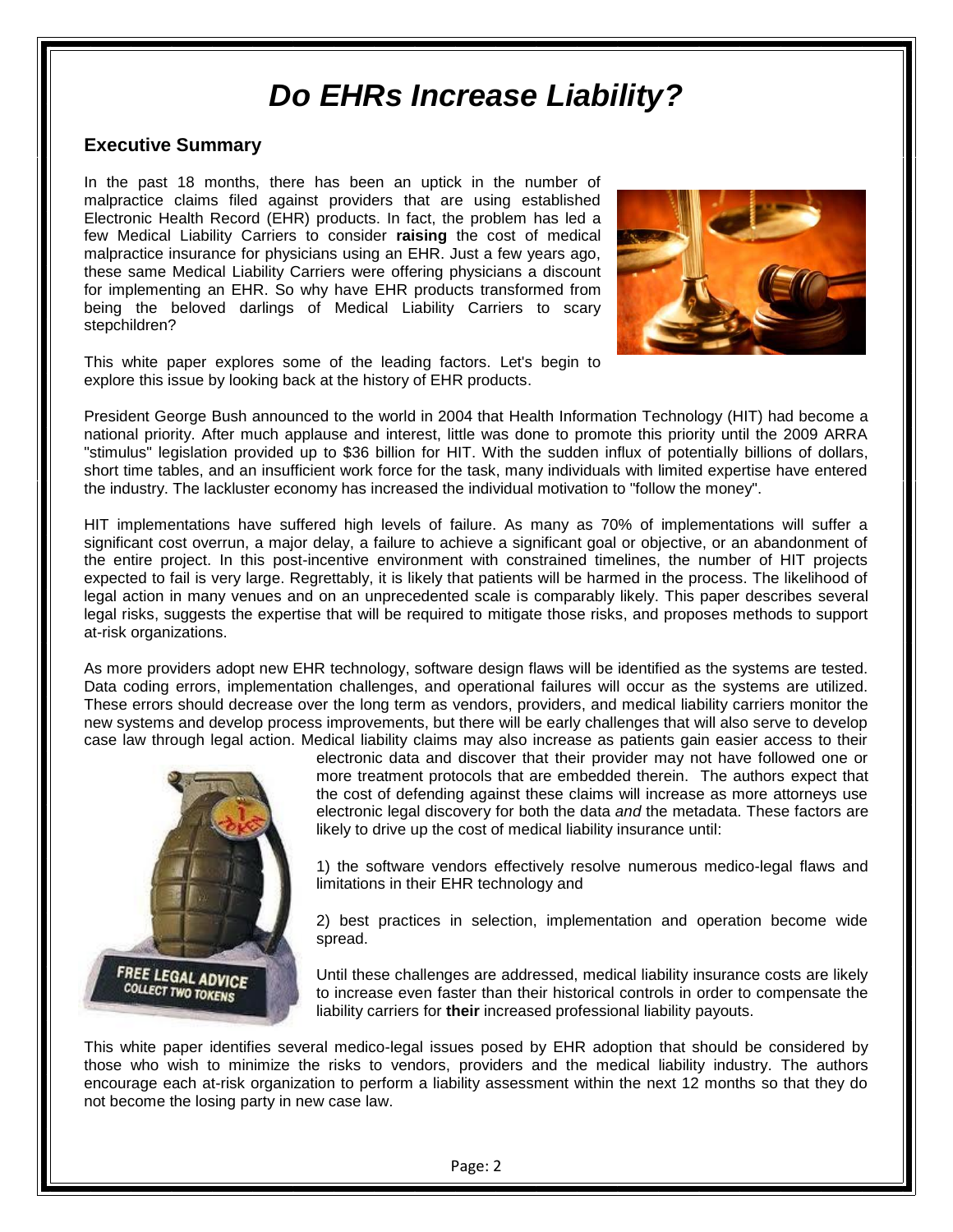# *Do EHRs Increase Liability?*

## Executive Summary

In the past 18 months, there has been an uptick in the number of malpractice claims filed against providers that are using established Electronic Health Record (EHR) products. In fact, the problem has led a few Medical Liability Carriers to consider **raising** the cost of medical malpractice insurance for physicians using an EHR. Just a few years ago, these same Medical Liability Carriers were offering physicians a discount for implementing an EHR. So why have EHR products transformed from being the beloved darlings of Medical Liability Carriers to scary stepchildren?

This white paper explores some of the leading factors. Let's begin to explore this issue by looking back at the history of EHR products.

President George Bush announced to the world in 2004 that Health Information Technology (HIT) had become a national priority. After much applause and interest, little was done to promote this priority until the 2009 ARRA "stimulus" legislation provided up to $36 billion for HIT. With the sudden influx of potentially billions of dollars, short time tables, and an insufficient work force for the task, many individuals with limited expertise have entered the industry. The lackluster economy has increased the individual motivation to "follow the money".

HIT implementations have suffered high levels of failure. As many as 70% of implementations will suffer a significant cost overrun, a major delay, a failure to achieve a significant goal or objective, or an abandonment of the entire project. In this post-incentive environment with constrained timelines, the number of HIT projects expected to fail is very large. Regrettably, it is likely that patients will be harmed in the process. The likelihood of legal action in many venues and on an unprecedented scale is comparably likely. This paper describes several legal risks, suggests the expertise that will be required to mitigate those risks, and proposes methods to support at-risk organizations.

As more providers adopt new EHR technology, software design flaws will be identified as the systems are tested. Data coding errors, implementation challenges, and operational failures will occur as the systems are utilized. These errors should decrease over the long term as vendors, providers, and medical liability carriers monitor the new systems and develop process improvements, but there will be early challenges that will also serve to develop case law through legal action. Medical liability claims may also increase as patients gain easier access to their electronic data and discover that their provider may not have followed one or more treatment protocols that are embedded therein. The authors expect that the cost of defending against these claims will increase as more attorneys use electronic legal discovery for both the data *and* the metadata. These factors are likely to drive up the cost of medical liability insurance until:

1) the software vendors effectively resolve numerous medico-legal flaws and limitations in their EHR technology and

2) best practices in selection, implementation and operation become wide spread.

Until these challenges are addressed, medical liability insurance costs are likely to increase even faster than their historical controls in order to compensate the liability carriers for **their** increased professional liability payouts.

This white paper identifies several medico-legal issues posed by EHR adoption that should be considered by those who wish to minimize the risks to vendors, providers and the medical liability industry. The authors encourage each at-risk organization to perform a liability assessment within the next 12 months so that they do not become the losing party in new case law.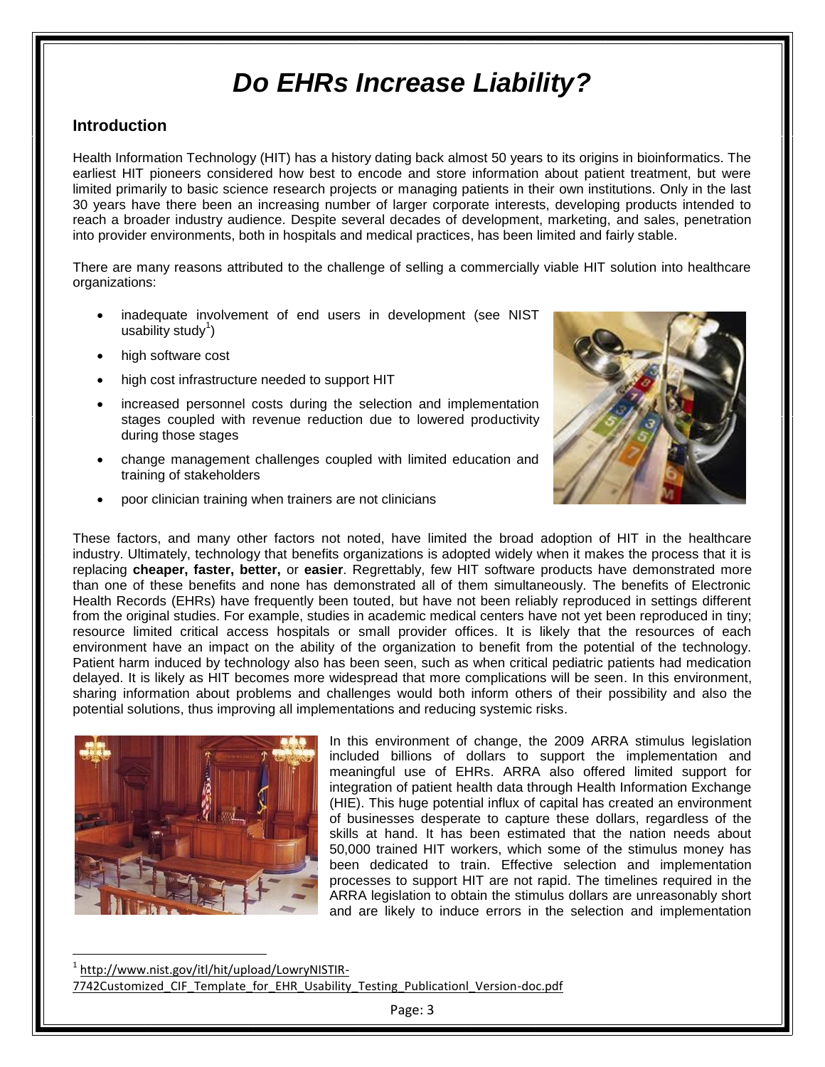# *Do EHRs Increase Liability?*

## Introduction

Health Information Technology (HIT) has a history dating back almost 50 years to its origins in bioinformatics. The earliest HIT pioneers considered how best to encode and store information about patient treatment, but were limited primarily to basic science research projects or managing patients in their own institutions. Only in the last 30 years have there been an increasing number of larger corporate interests, developing products intended to reach a broader industry audience. Despite several decades of development, marketing, and sales, penetration into provider environments, both in hospitals and medical practices, has been limited and fairly stable.

There are many reasons attributed to the challenge of selling a commercially viable HIT solution into healthcare organizations:

- inadequate involvement of end users in development (see NIST usability study[1])
- high software cost
- high cost infrastructure needed to support HIT
- increased personnel costs during the selection and implementation stages coupled with revenue reduction due to lowered productivity during those stages
- change management challenges coupled with limited education and training of stakeholders
- poor clinician training when trainers are not clinicians

These factors, and many other factors not noted, have limited the broad adoption of HIT in the healthcare industry. Ultimately, technology that benefits organizations is adopted widely when it makes the process that it is replacing **cheaper, faster, better,** or **easier**. Regrettably, few HIT software products have demonstrated more than one of these benefits and none has demonstrated all of them simultaneously. The benefits of Electronic Health Records (EHRs) have frequently been touted, but have not been reliably reproduced in settings different from the original studies. For example, studies in academic medical centers have not yet been reproduced in tiny; resource limited critical access hospitals or small provider offices. It is likely that the resources of each environment have an impact on the ability of the organization to benefit from the potential of the technology. Patient harm induced by technology also has been seen, such as when critical pediatric patients had medication delayed. It is likely as HIT becomes more widespread that more complications will be seen. In this environment, sharing information about problems and challenges would both inform others of their possibility and also the potential solutions, thus improving all implementations and reducing systemic risks.

In this environment of change, the 2009 ARRA stimulus legislation included billions of dollars to support the implementation and meaningful use of EHRs. ARRA also offered limited support for integration of patient health data through Health Information Exchange (HIE). This huge potential influx of capital has created an environment of businesses desperate to capture these dollars, regardless of the skills at hand. It has been estimated that the nation needs about 50,000 trained HIT workers, which some of the stimulus money has been dedicated to train. Effective selection and implementation processes to support HIT are not rapid. The timelines required in the ARRA legislation to obtain the stimulus dollars are unreasonably short and are likely to induce errors in the selection and implementation

---

[1] http://www.nist.gov/itl/hit/upload/LowryNISTIR-7742Customized_CIF_Template_for_EHR_Usability_Testing_Publicationl_Version-doc.pdf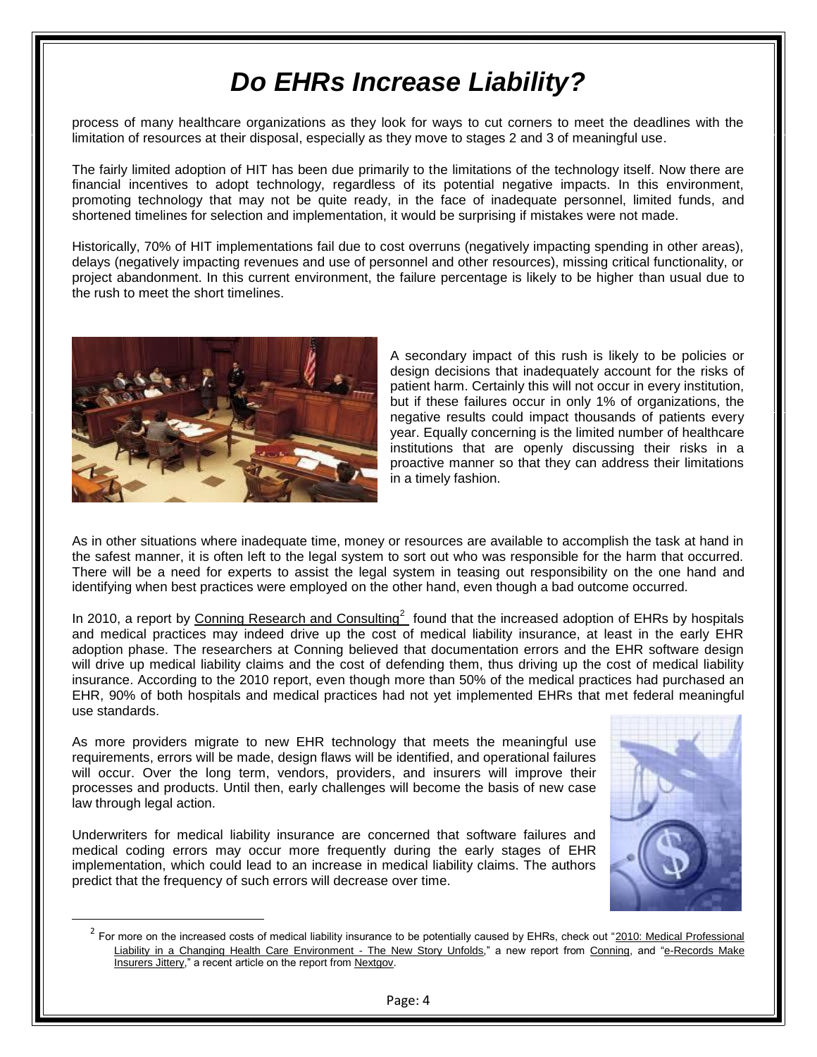# Do EHRs Increase Liability?

process of many healthcare organizations as they look for ways to cut corners to meet the deadlines with the limitation of resources at their disposal, especially as they move to stages 2 and 3 of meaningful use.

The fairly limited adoption of HIT has been due primarily to the limitations of the technology itself. Now there are financial incentives to adopt technology, regardless of its potential negative impacts. In this environment, promoting technology that may not be quite ready, in the face of inadequate personnel, limited funds, and shortened timelines for selection and implementation, it would be surprising if mistakes were not made.

Historically, 70% of HIT implementations fail due to cost overruns (negatively impacting spending in other areas), delays (negatively impacting revenues and use of personnel and other resources), missing critical functionality, or project abandonment. In this current environment, the failure percentage is likely to be higher than usual due to the rush to meet the short timelines.

A secondary impact of this rush is likely to be policies or design decisions that inadequately account for the risks of patient harm. Certainly this will not occur in every institution, but if these failures occur in only 1% of organizations, the negative results could impact thousands of patients every year. Equally concerning is the limited number of healthcare institutions that are openly discussing their risks in a proactive manner so that they can address their limitations in a timely fashion.

As in other situations where inadequate time, money or resources are available to accomplish the task at hand in the safest manner, it is often left to the legal system to sort out who was responsible for the harm that occurred. There will be a need for experts to assist the legal system in teasing out responsibility on the one hand and identifying when best practices were employed on the other hand, even though a bad outcome occurred.

In 2010, a report by Conning Research and Consulting[2] found that the increased adoption of EHRs by hospitals and medical practices may indeed drive up the cost of medical liability insurance, at least in the early EHR adoption phase. The researchers at Conning believed that documentation errors and the EHR software design will drive up medical liability claims and the cost of defending them, thus driving up the cost of medical liability insurance. According to the 2010 report, even though more than 50% of the medical practices had purchased an EHR, 90% of both hospitals and medical practices had not yet implemented EHRs that met federal meaningful use standards.

As more providers migrate to new EHR technology that meets the meaningful use requirements, errors will be made, design flaws will be identified, and operational failures will occur. Over the long term, vendors, providers, and insurers will improve their processes and products. Until then, early challenges will become the basis of new case law through legal action.

Underwriters for medical liability insurance are concerned that software failures and medical coding errors may occur more frequently during the early stages of EHR implementation, which could lead to an increase in medical liability claims. The authors predict that the frequency of such errors will decrease over time.

[2] For more on the increased costs of medical liability insurance to be potentially caused by EHRs, check out "2010: Medical Professional Liability in a Changing Health Care Environment - The New Story Unfolds," a new report from Conning, and "e-Records Make Insurers Jittery," a recent article on the report from Nextgov.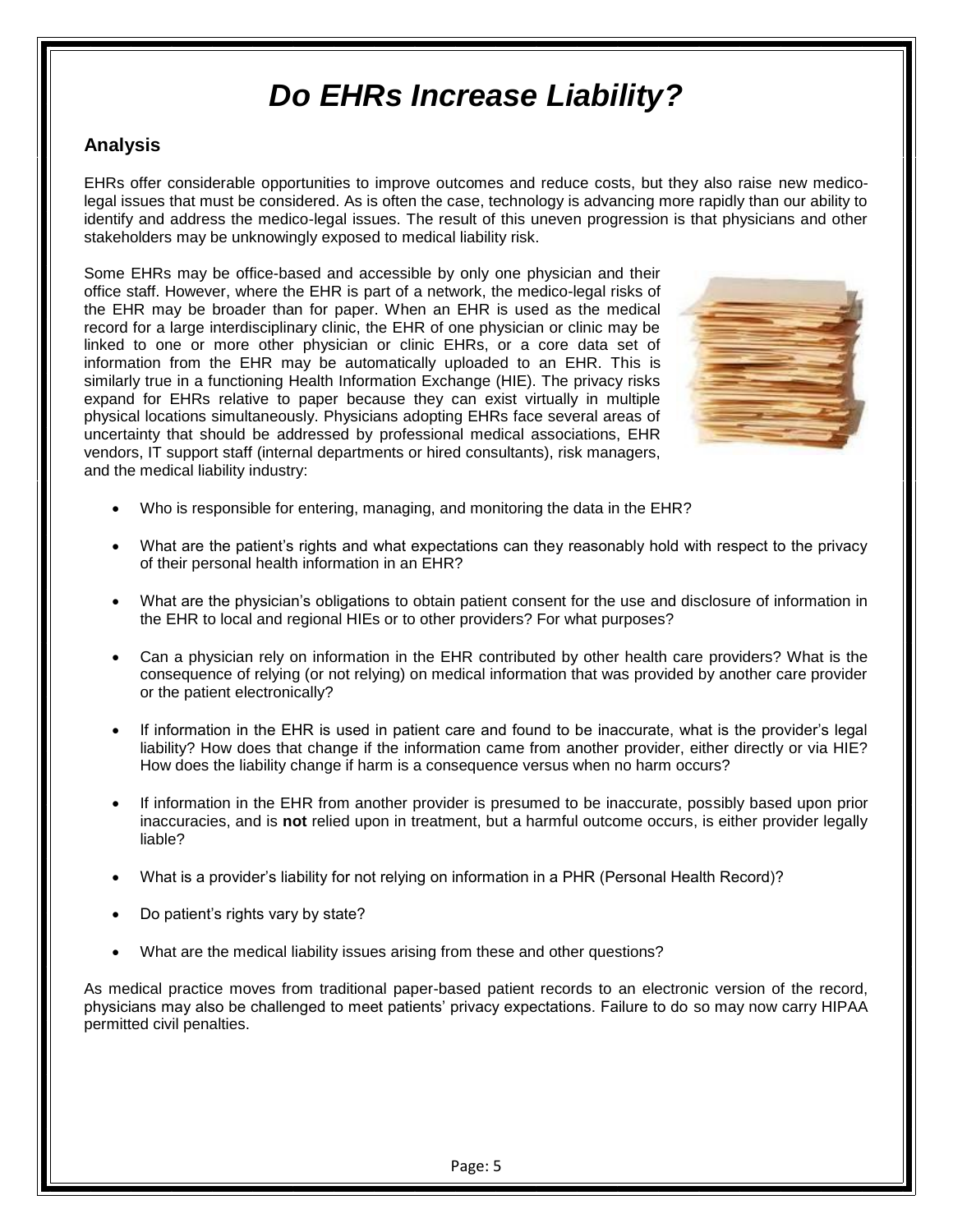# *Do EHRs Increase Liability?*

## Analysis

EHRs offer considerable opportunities to improve outcomes and reduce costs, but they also raise new medico-legal issues that must be considered. As is often the case, technology is advancing more rapidly than our ability to identify and address the medico-legal issues. The result of this uneven progression is that physicians and other stakeholders may be unknowingly exposed to medical liability risk.

Some EHRs may be office-based and accessible by only one physician and their office staff. However, where the EHR is part of a network, the medico-legal risks of the EHR may be broader than for paper. When an EHR is used as the medical record for a large interdisciplinary clinic, the EHR of one physician or clinic may be linked to one or more other physician or clinic EHRs, or a core data set of information from the EHR may be automatically uploaded to an EHR. This is similarly true in a functioning Health Information Exchange (HIE). The privacy risks expand for EHRs relative to paper because they can exist virtually in multiple physical locations simultaneously. Physicians adopting EHRs face several areas of uncertainty that should be addressed by professional medical associations, EHR vendors, IT support staff (internal departments or hired consultants), risk managers, and the medical liability industry:

- Who is responsible for entering, managing, and monitoring the data in the EHR?
- What are the patient's rights and what expectations can they reasonably hold with respect to the privacy of their personal health information in an EHR?
- What are the physician's obligations to obtain patient consent for the use and disclosure of information in the EHR to local and regional HIEs or to other providers? For what purposes?
- Can a physician rely on information in the EHR contributed by other health care providers? What is the consequence of relying (or not relying) on medical information that was provided by another care provider or the patient electronically?
- If information in the EHR is used in patient care and found to be inaccurate, what is the provider's legal liability? How does that change if the information came from another provider, either directly or via HIE? How does the liability change if harm is a consequence versus when no harm occurs?
- If information in the EHR from another provider is presumed to be inaccurate, possibly based upon prior inaccuracies, and is **not** relied upon in treatment, but a harmful outcome occurs, is either provider legally liable?
- What is a provider's liability for not relying on information in a PHR (Personal Health Record)?
- Do patient's rights vary by state?
- What are the medical liability issues arising from these and other questions?

As medical practice moves from traditional paper-based patient records to an electronic version of the record, physicians may also be challenged to meet patients' privacy expectations. Failure to do so may now carry HIPAA permitted civil penalties.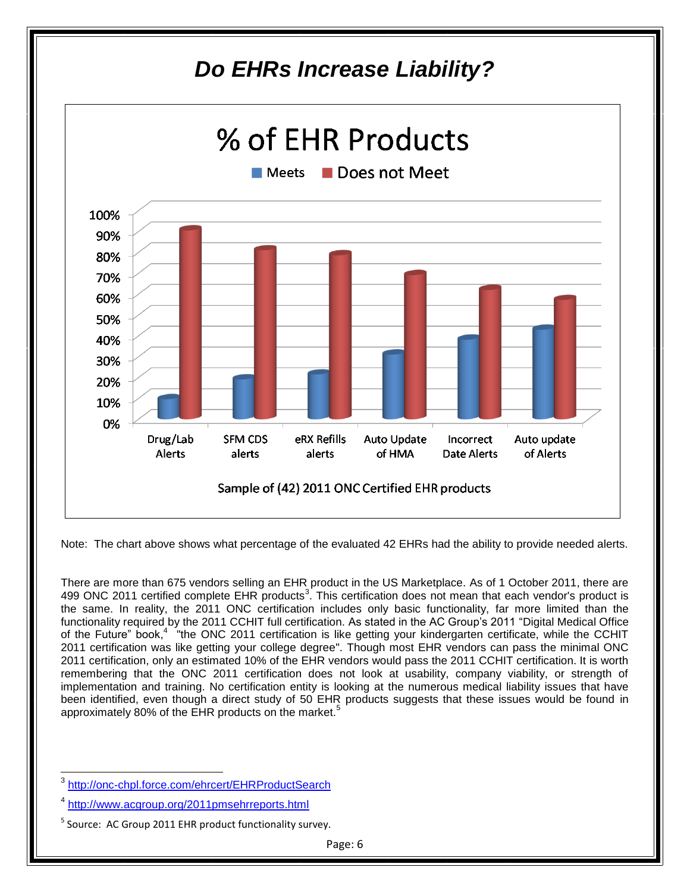# *Do EHRs Increase Liability?*

% of EHR Products

| | Meets | Does not Meet |
|---|---|---|
| Drug/Lab Alerts | 10% | 90% |
| SFM CDS alerts | 19% | 81% |
| eRX Refills alerts | 21% | 79% |
| Auto Update of HMA | 31% | 69% |
| Incorrect Date Alerts | 38% | 62% |
| Auto update of Alerts | 43% | 57% |

Sample of (42) 2011 ONC Certified EHR products

Note: The chart above shows what percentage of the evaluated 42 EHRs had the ability to provide needed alerts.

There are more than 675 vendors selling an EHR product in the US Marketplace. As of 1 October 2011, there are 499 ONC 2011 certified complete EHR products[3]. This certification does not mean that each vendor's product is the same. In reality, the 2011 ONC certification includes only basic functionality, far more limited than the functionality required by the 2011 CCHIT full certification. As stated in the AC Group's 2011 "Digital Medical Office of the Future" book,[4] "the ONC 2011 certification is like getting your kindergarten certificate, while the CCHIT 2011 certification was like getting your college degree". Though most EHR vendors can pass the minimal ONC 2011 certification, only an estimated 10% of the EHR vendors would pass the 2011 CCHIT certification. It is worth remembering that the ONC 2011 certification does not look at usability, company viability, or strength of implementation and training. No certification entity is looking at the numerous medical liability issues that have been identified, even though a direct study of 50 EHR products suggests that these issues would be found in approximately 80% of the EHR products on the market.[5]

---

[3] http://onc-chpl.force.com/ehrcert/EHRProductSearch

[4] http://www.acgroup.org/2011pmsehrreports.html

[5] Source: AC Group 2011 EHR product functionality survey.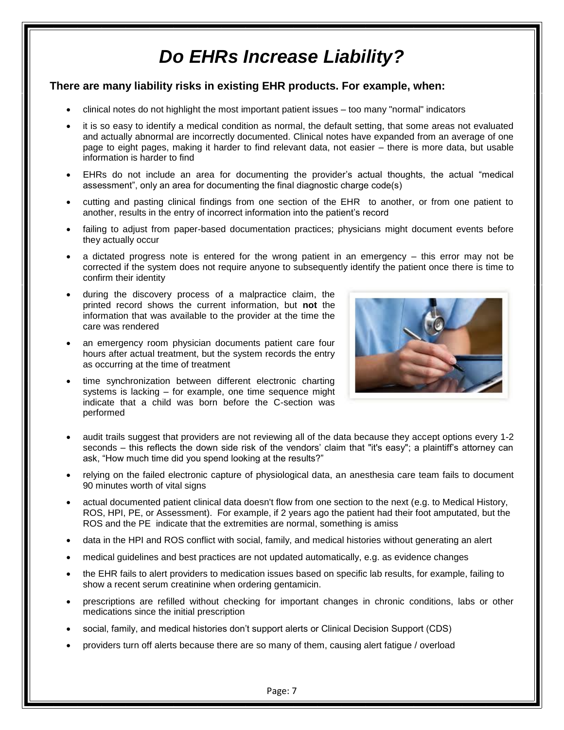# *Do EHRs Increase Liability?*

**There are many liability risks in existing EHR products. For example, when:**

- clinical notes do not highlight the most important patient issues – too many "normal" indicators
- it is so easy to identify a medical condition as normal, the default setting, that some areas not evaluated and actually abnormal are incorrectly documented. Clinical notes have expanded from an average of one page to eight pages, making it harder to find relevant data, not easier – there is more data, but usable information is harder to find
- EHRs do not include an area for documenting the provider's actual thoughts, the actual "medical assessment", only an area for documenting the final diagnostic charge code(s)
- cutting and pasting clinical findings from one section of the EHR to another, or from one patient to another, results in the entry of incorrect information into the patient's record
- failing to adjust from paper-based documentation practices; physicians might document events before they actually occur
- a dictated progress note is entered for the wrong patient in an emergency – this error may not be corrected if the system does not require anyone to subsequently identify the patient once there is time to confirm their identity
- during the discovery process of a malpractice claim, the printed record shows the current information, but **not** the information that was available to the provider at the time the care was rendered
- an emergency room physician documents patient care four hours after actual treatment, but the system records the entry as occurring at the time of treatment
- time synchronization between different electronic charting systems is lacking – for example, one time sequence might indicate that a child was born before the C-section was performed
- audit trails suggest that providers are not reviewing all of the data because they accept options every 1-2 seconds – this reflects the down side risk of the vendors' claim that "it's easy"; a plaintiff's attorney can ask, "How much time did you spend looking at the results?"
- relying on the failed electronic capture of physiological data, an anesthesia care team fails to document 90 minutes worth of vital signs
- actual documented patient clinical data doesn't flow from one section to the next (e.g. to Medical History, ROS, HPI, PE, or Assessment). For example, if 2 years ago the patient had their foot amputated, but the ROS and the PE indicate that the extremities are normal, something is amiss
- data in the HPI and ROS conflict with social, family, and medical histories without generating an alert
- medical guidelines and best practices are not updated automatically, e.g. as evidence changes
- the EHR fails to alert providers to medication issues based on specific lab results, for example, failing to show a recent serum creatinine when ordering gentamicin.
- prescriptions are refilled without checking for important changes in chronic conditions, labs or other medications since the initial prescription
- social, family, and medical histories don't support alerts or Clinical Decision Support (CDS)
- providers turn off alerts because there are so many of them, causing alert fatigue / overload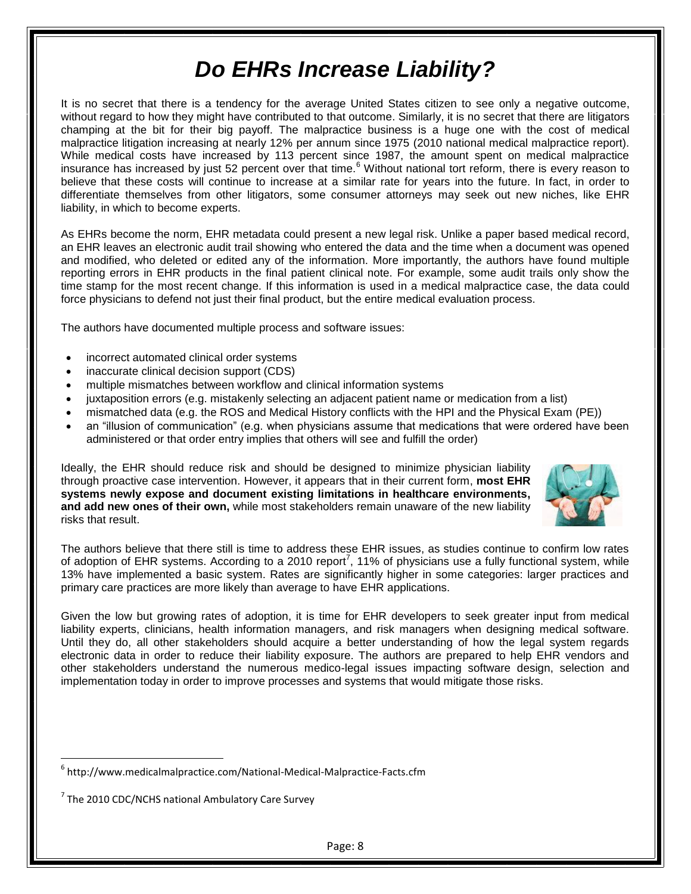# *Do EHRs Increase Liability?*

It is no secret that there is a tendency for the average United States citizen to see only a negative outcome, without regard to how they might have contributed to that outcome. Similarly, it is no secret that there are litigators champing at the bit for their big payoff. The malpractice business is a huge one with the cost of medical malpractice litigation increasing at nearly 12% per annum since 1975 (2010 national medical malpractice report). While medical costs have increased by 113 percent since 1987, the amount spent on medical malpractice insurance has increased by just 52 percent over that time.[6] Without national tort reform, there is every reason to believe that these costs will continue to increase at a similar rate for years into the future. In fact, in order to differentiate themselves from other litigators, some consumer attorneys may seek out new niches, like EHR liability, in which to become experts.

As EHRs become the norm, EHR metadata could present a new legal risk. Unlike a paper based medical record, an EHR leaves an electronic audit trail showing who entered the data and the time when a document was opened and modified, who deleted or edited any of the information. More importantly, the authors have found multiple reporting errors in EHR products in the final patient clinical note. For example, some audit trails only show the time stamp for the most recent change. If this information is used in a medical malpractice case, the data could force physicians to defend not just their final product, but the entire medical evaluation process.

The authors have documented multiple process and software issues:

- incorrect automated clinical order systems
- inaccurate clinical decision support (CDS)
- multiple mismatches between workflow and clinical information systems
- juxtaposition errors (e.g. mistakenly selecting an adjacent patient name or medication from a list)
- mismatched data (e.g. the ROS and Medical History conflicts with the HPI and the Physical Exam (PE))
- an "illusion of communication" (e.g. when physicians assume that medications that were ordered have been administered or that order entry implies that others will see and fulfill the order)

Ideally, the EHR should reduce risk and should be designed to minimize physician liability through proactive case intervention. However, it appears that in their current form, **most EHR systems newly expose and document existing limitations in healthcare environments, and add new ones of their own,** while most stakeholders remain unaware of the new liability risks that result.

The authors believe that there still is time to address these EHR issues, as studies continue to confirm low rates of adoption of EHR systems. According to a 2010 report[7], 11% of physicians use a fully functional system, while 13% have implemented a basic system. Rates are significantly higher in some categories: larger practices and primary care practices are more likely than average to have EHR applications.

Given the low but growing rates of adoption, it is time for EHR developers to seek greater input from medical liability experts, clinicians, health information managers, and risk managers when designing medical software. Until they do, all other stakeholders should acquire a better understanding of how the legal system regards electronic data in order to reduce their liability exposure. The authors are prepared to help EHR vendors and other stakeholders understand the numerous medico-legal issues impacting software design, selection and implementation today in order to improve processes and systems that would mitigate those risks.

---

[6] http://www.medicalmalpractice.com/National-Medical-Malpractice-Facts.cfm

[7] The 2010 CDC/NCHS national Ambulatory Care Survey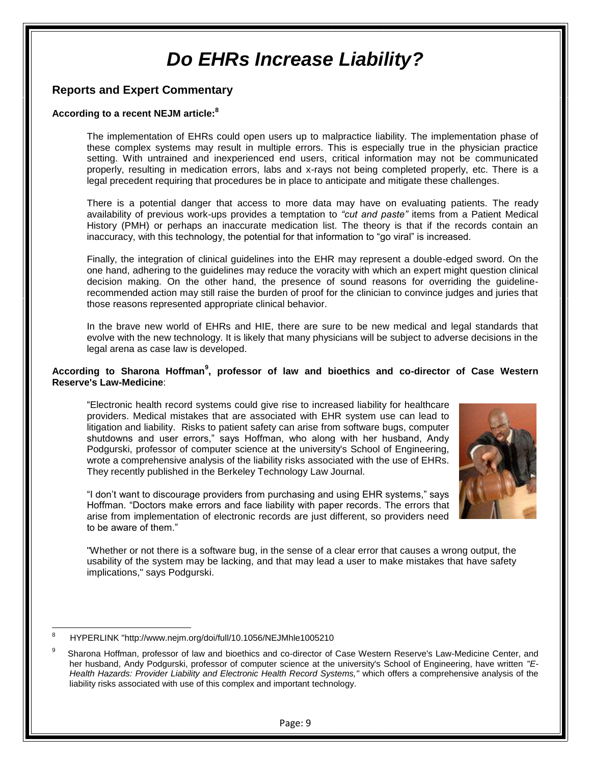# *Do EHRs Increase Liability?*

## Reports and Expert Commentary

**According to a recent NEJM article:**[8]

> The implementation of EHRs could open users up to malpractice liability. The implementation phase of these complex systems may result in multiple errors. This is especially true in the physician practice setting. With untrained and inexperienced end users, critical information may not be communicated properly, resulting in medication errors, labs and x-rays not being completed properly, etc. There is a legal precedent requiring that procedures be in place to anticipate and mitigate these challenges.
>
> There is a potential danger that access to more data may have on evaluating patients. The ready availability of previous work-ups provides a temptation to *"cut and paste"* items from a Patient Medical History (PMH) or perhaps an inaccurate medication list. The theory is that if the records contain an inaccuracy, with this technology, the potential for that information to "go viral" is increased.
>
> Finally, the integration of clinical guidelines into the EHR may represent a double-edged sword. On the one hand, adhering to the guidelines may reduce the voracity with which an expert might question clinical decision making. On the other hand, the presence of sound reasons for overriding the guideline-recommended action may still raise the burden of proof for the clinician to convince judges and juries that those reasons represented appropriate clinical behavior.
>
> In the brave new world of EHRs and HIE, there are sure to be new medical and legal standards that evolve with the new technology. It is likely that many physicians will be subject to adverse decisions in the legal arena as case law is developed.

**According to Sharona Hoffman**[9]**, professor of law and bioethics and co-director of Case Western Reserve's Law-Medicine**:

> "Electronic health record systems could give rise to increased liability for healthcare providers. Medical mistakes that are associated with EHR system use can lead to litigation and liability. Risks to patient safety can arise from software bugs, computer shutdowns and user errors," says Hoffman, who along with her husband, Andy Podgurski, professor of computer science at the university's School of Engineering, wrote a comprehensive analysis of the liability risks associated with the use of EHRs. They recently published in the Berkeley Technology Law Journal.
>
> "I don't want to discourage providers from purchasing and using EHR systems," says Hoffman. "Doctors make errors and face liability with paper records. The errors that arise from implementation of electronic records are just different, so providers need to be aware of them."
>
> "Whether or not there is a software bug, in the sense of a clear error that causes a wrong output, the usability of the system may be lacking, and that may lead a user to make mistakes that have safety implications," says Podgurski.

---

[8] HYPERLINK "http://www.nejm.org/doi/full/10.1056/NEJMhle1005210

[9] Sharona Hoffman, professor of law and bioethics and co-director of Case Western Reserve's Law-Medicine Center, and her husband, Andy Podgurski, professor of computer science at the university's School of Engineering, have written *"E-Health Hazards: Provider Liability and Electronic Health Record Systems,"* which offers a comprehensive analysis of the liability risks associated with use of this complex and important technology.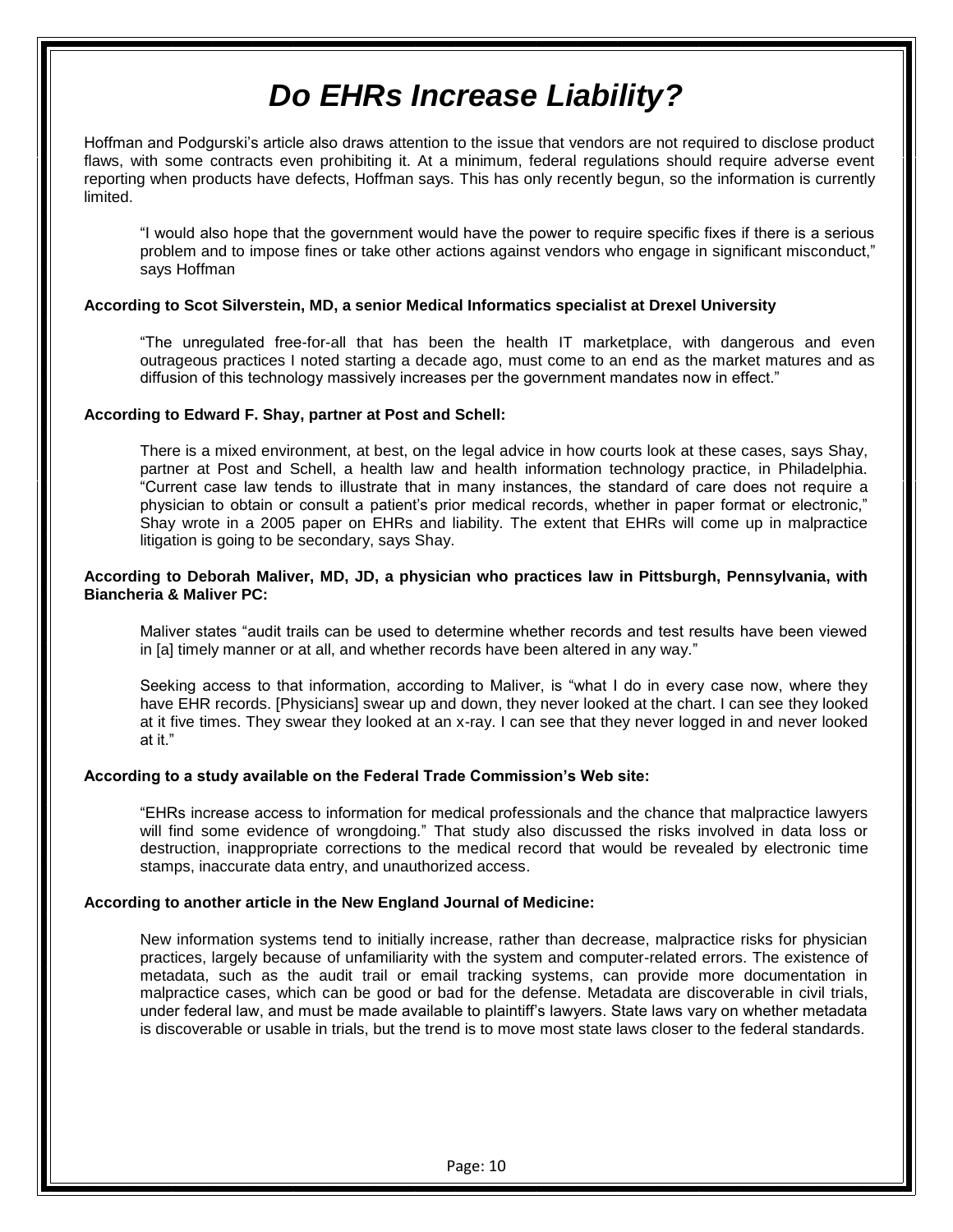# *Do EHRs Increase Liability?*

Hoffman and Podgurski's article also draws attention to the issue that vendors are not required to disclose product flaws, with some contracts even prohibiting it. At a minimum, federal regulations should require adverse event reporting when products have defects, Hoffman says. This has only recently begun, so the information is currently limited.

> "I would also hope that the government would have the power to require specific fixes if there is a serious problem and to impose fines or take other actions against vendors who engage in significant misconduct," says Hoffman

**According to Scot Silverstein, MD, a senior Medical Informatics specialist at Drexel University**

> "The unregulated free-for-all that has been the health IT marketplace, with dangerous and even outrageous practices I noted starting a decade ago, must come to an end as the market matures and as diffusion of this technology massively increases per the government mandates now in effect."

**According to Edward F. Shay, partner at Post and Schell:**

> There is a mixed environment, at best, on the legal advice in how courts look at these cases, says Shay, partner at Post and Schell, a health law and health information technology practice, in Philadelphia. "Current case law tends to illustrate that in many instances, the standard of care does not require a physician to obtain or consult a patient's prior medical records, whether in paper format or electronic," Shay wrote in a 2005 paper on EHRs and liability. The extent that EHRs will come up in malpractice litigation is going to be secondary, says Shay.

**According to Deborah Maliver, MD, JD, a physician who practices law in Pittsburgh, Pennsylvania, with Biancheria & Maliver PC:**

> Maliver states "audit trails can be used to determine whether records and test results have been viewed in [a] timely manner or at all, and whether records have been altered in any way."
>
> Seeking access to that information, according to Maliver, is "what I do in every case now, where they have EHR records. [Physicians] swear up and down, they never looked at the chart. I can see they looked at it five times. They swear they looked at an x-ray. I can see that they never logged in and never looked at it."

**According to a study available on the Federal Trade Commission's Web site:**

> "EHRs increase access to information for medical professionals and the chance that malpractice lawyers will find some evidence of wrongdoing." That study also discussed the risks involved in data loss or destruction, inappropriate corrections to the medical record that would be revealed by electronic time stamps, inaccurate data entry, and unauthorized access.

**According to another article in the New England Journal of Medicine:**

> New information systems tend to initially increase, rather than decrease, malpractice risks for physician practices, largely because of unfamiliarity with the system and computer-related errors. The existence of metadata, such as the audit trail or email tracking systems, can provide more documentation in malpractice cases, which can be good or bad for the defense. Metadata are discoverable in civil trials, under federal law, and must be made available to plaintiff's lawyers. State laws vary on whether metadata is discoverable or usable in trials, but the trend is to move most state laws closer to the federal standards.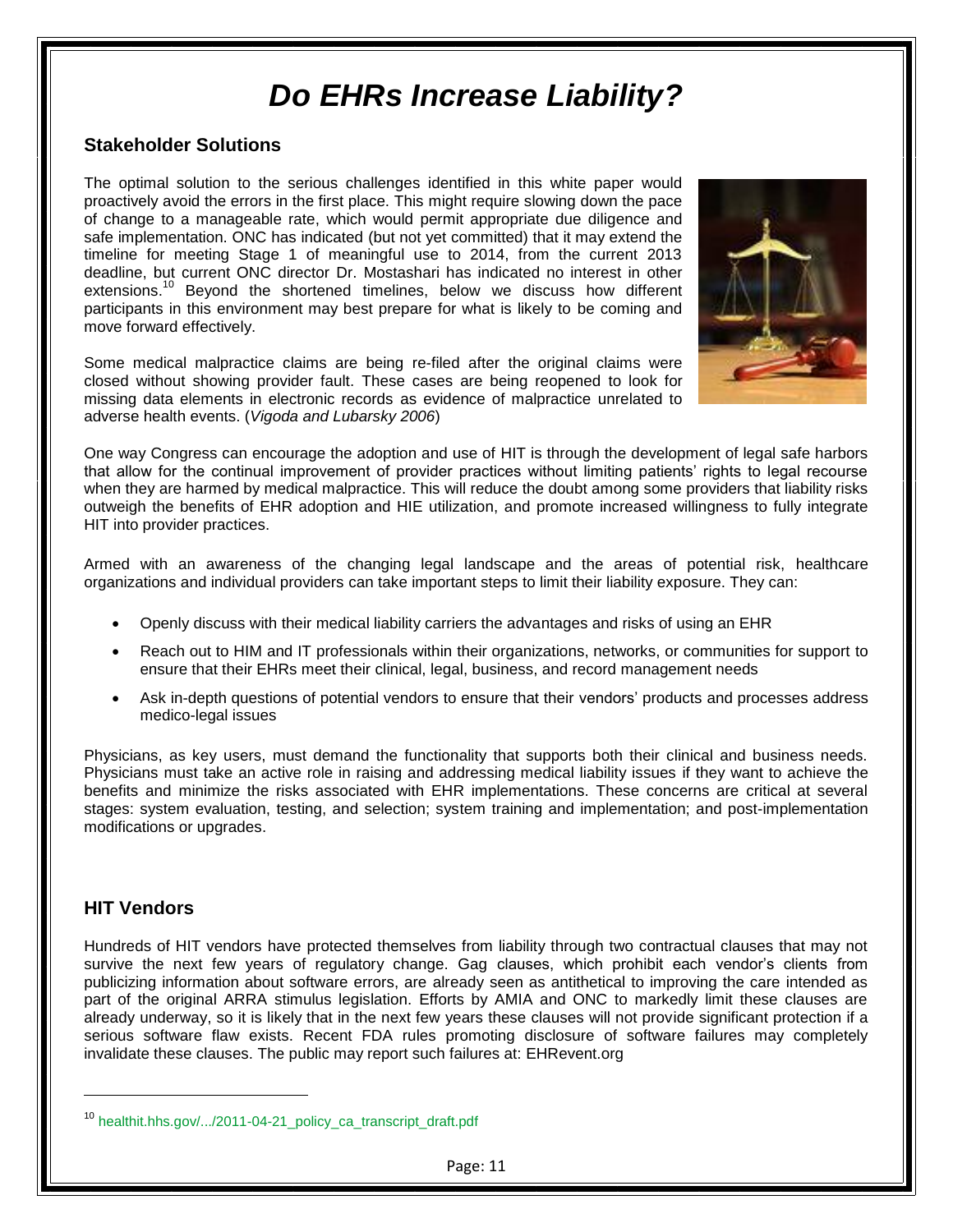# *Do EHRs Increase Liability?*

## Stakeholder Solutions

The optimal solution to the serious challenges identified in this white paper would proactively avoid the errors in the first place. This might require slowing down the pace of change to a manageable rate, which would permit appropriate due diligence and safe implementation. ONC has indicated (but not yet committed) that it may extend the timeline for meeting Stage 1 of meaningful use to 2014, from the current 2013 deadline, but current ONC director Dr. Mostashari has indicated no interest in other extensions.[10] Beyond the shortened timelines, below we discuss how different participants in this environment may best prepare for what is likely to be coming and move forward effectively.

Some medical malpractice claims are being re-filed after the original claims were closed without showing provider fault. These cases are being reopened to look for missing data elements in electronic records as evidence of malpractice unrelated to adverse health events. (*Vigoda and Lubarsky 2006*)

One way Congress can encourage the adoption and use of HIT is through the development of legal safe harbors that allow for the continual improvement of provider practices without limiting patients' rights to legal recourse when they are harmed by medical malpractice. This will reduce the doubt among some providers that liability risks outweigh the benefits of EHR adoption and HIE utilization, and promote increased willingness to fully integrate HIT into provider practices.

Armed with an awareness of the changing legal landscape and the areas of potential risk, healthcare organizations and individual providers can take important steps to limit their liability exposure. They can:

- Openly discuss with their medical liability carriers the advantages and risks of using an EHR
- Reach out to HIM and IT professionals within their organizations, networks, or communities for support to ensure that their EHRs meet their clinical, legal, business, and record management needs
- Ask in-depth questions of potential vendors to ensure that their vendors' products and processes address medico-legal issues

Physicians, as key users, must demand the functionality that supports both their clinical and business needs. Physicians must take an active role in raising and addressing medical liability issues if they want to achieve the benefits and minimize the risks associated with EHR implementations. These concerns are critical at several stages: system evaluation, testing, and selection; system training and implementation; and post-implementation modifications or upgrades.

## HIT Vendors

Hundreds of HIT vendors have protected themselves from liability through two contractual clauses that may not survive the next few years of regulatory change. Gag clauses, which prohibit each vendor's clients from publicizing information about software errors, are already seen as antithetical to improving the care intended as part of the original ARRA stimulus legislation. Efforts by AMIA and ONC to markedly limit these clauses are already underway, so it is likely that in the next few years these clauses will not provide significant protection if a serious software flaw exists. Recent FDA rules promoting disclosure of software failures may completely invalidate these clauses. The public may report such failures at: EHRevent.org

---

[10] healthit.hhs.gov/.../2011-04-21_policy_ca_transcript_draft.pdf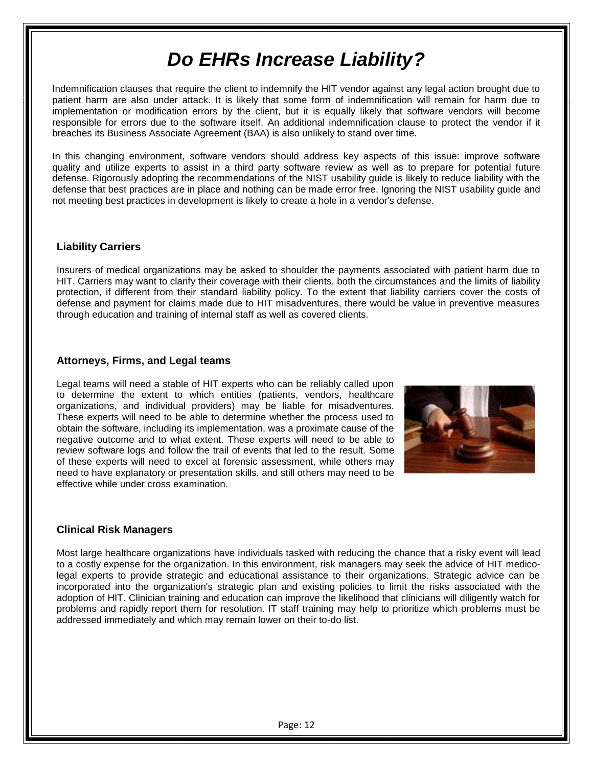# *Do EHRs Increase Liability?*

Indemnification clauses that require the client to indemnify the HIT vendor against any legal action brought due to patient harm are also under attack. It is likely that some form of indemnification will remain for harm due to implementation or modification errors by the client, but it is equally likely that software vendors will become responsible for errors due to the software itself. An additional indemnification clause to protect the vendor if it breaches its Business Associate Agreement (BAA) is also unlikely to stand over time.

In this changing environment, software vendors should address key aspects of this issue: improve software quality and utilize experts to assist in a third party software review as well as to prepare for potential future defense. Rigorously adopting the recommendations of the NIST usability guide is likely to reduce liability with the defense that best practices are in place and nothing can be made error free. Ignoring the NIST usability guide and not meeting best practices in development is likely to create a hole in a vendor's defense.

### Liability Carriers

Insurers of medical organizations may be asked to shoulder the payments associated with patient harm due to HIT. Carriers may want to clarify their coverage with their clients, both the circumstances and the limits of liability protection, if different from their standard liability policy. To the extent that liability carriers cover the costs of defense and payment for claims made due to HIT misadventures, there would be value in preventive measures through education and training of internal staff as well as covered clients.

### Attorneys, Firms, and Legal teams

Legal teams will need a stable of HIT experts who can be reliably called upon to determine the extent to which entities (patients, vendors, healthcare organizations, and individual providers) may be liable for misadventures. These experts will need to be able to determine whether the process used to obtain the software, including its implementation, was a proximate cause of the negative outcome and to what extent. These experts will need to be able to review software logs and follow the trail of events that led to the result. Some of these experts will need to excel at forensic assessment, while others may need to have explanatory or presentation skills, and still others may need to be effective while under cross examination.

### Clinical Risk Managers

Most large healthcare organizations have individuals tasked with reducing the chance that a risky event will lead to a costly expense for the organization. In this environment, risk managers may seek the advice of HIT medico-legal experts to provide strategic and educational assistance to their organizations. Strategic advice can be incorporated into the organization's strategic plan and existing policies to limit the risks associated with the adoption of HIT. Clinician training and education can improve the likelihood that clinicians will diligently watch for problems and rapidly report them for resolution. IT staff training may help to prioritize which problems must be addressed immediately and which may remain lower on their to-do list.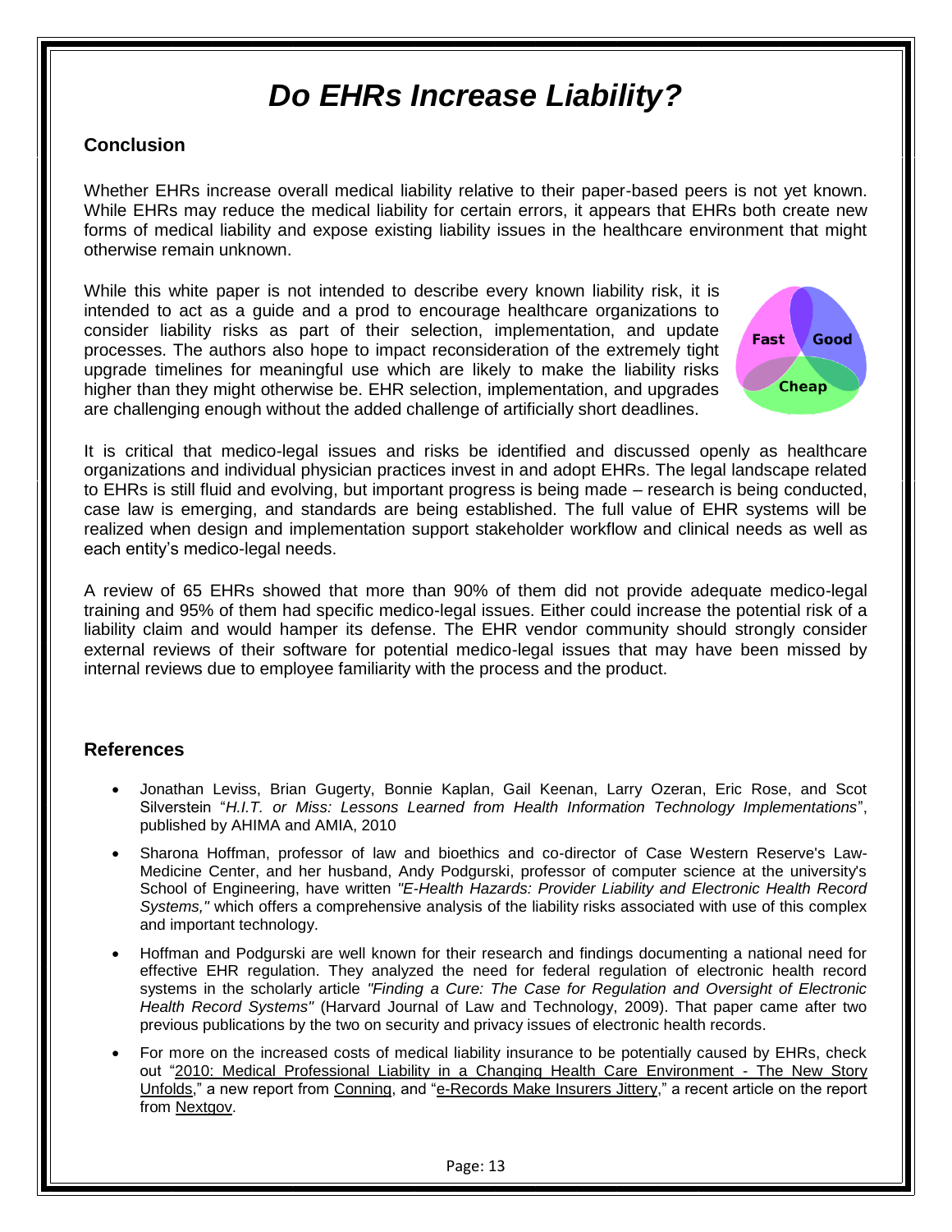# *Do EHRs Increase Liability?*

## Conclusion

Whether EHRs increase overall medical liability relative to their paper-based peers is not yet known. While EHRs may reduce the medical liability for certain errors, it appears that EHRs both create new forms of medical liability and expose existing liability issues in the healthcare environment that might otherwise remain unknown.

While this white paper is not intended to describe every known liability risk, it is intended to act as a guide and a prod to encourage healthcare organizations to consider liability risks as part of their selection, implementation, and update processes. The authors also hope to impact reconsideration of the extremely tight upgrade timelines for meaningful use which are likely to make the liability risks higher than they might otherwise be. EHR selection, implementation, and upgrades are challenging enough without the added challenge of artificially short deadlines.

It is critical that medico-legal issues and risks be identified and discussed openly as healthcare organizations and individual physician practices invest in and adopt EHRs. The legal landscape related to EHRs is still fluid and evolving, but important progress is being made – research is being conducted, case law is emerging, and standards are being established. The full value of EHR systems will be realized when design and implementation support stakeholder workflow and clinical needs as well as each entity's medico-legal needs.

A review of 65 EHRs showed that more than 90% of them did not provide adequate medico-legal training and 95% of them had specific medico-legal issues. Either could increase the potential risk of a liability claim and would hamper its defense. The EHR vendor community should strongly consider external reviews of their software for potential medico-legal issues that may have been missed by internal reviews due to employee familiarity with the process and the product.

## References

- Jonathan Leviss, Brian Gugerty, Bonnie Kaplan, Gail Keenan, Larry Ozeran, Eric Rose, and Scot Silverstein "*H.I.T. or Miss: Lessons Learned from Health Information Technology Implementations*", published by AHIMA and AMIA, 2010
- Sharona Hoffman, professor of law and bioethics and co-director of Case Western Reserve's Law-Medicine Center, and her husband, Andy Podgurski, professor of computer science at the university's School of Engineering, have written *"E-Health Hazards: Provider Liability and Electronic Health Record Systems,"* which offers a comprehensive analysis of the liability risks associated with use of this complex and important technology.
- Hoffman and Podgurski are well known for their research and findings documenting a national need for effective EHR regulation. They analyzed the need for federal regulation of electronic health record systems in the scholarly article *"Finding a Cure: The Case for Regulation and Oversight of Electronic Health Record Systems"* (Harvard Journal of Law and Technology, 2009). That paper came after two previous publications by the two on security and privacy issues of electronic health records.
- For more on the increased costs of medical liability insurance to be potentially caused by EHRs, check out "2010: Medical Professional Liability in a Changing Health Care Environment - The New Story Unfolds," a new report from Conning, and "e-Records Make Insurers Jittery," a recent article on the report from Nextgov.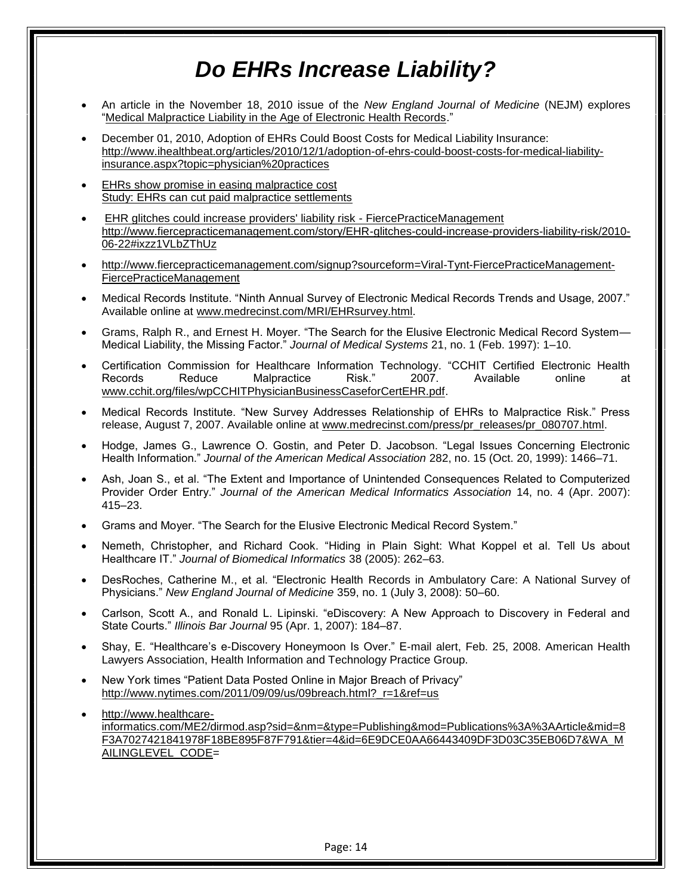# *Do EHRs Increase Liability?*

- An article in the November 18, 2010 issue of the *New England Journal of Medicine* (NEJM) explores "Medical Malpractice Liability in the Age of Electronic Health Records."
- December 01, 2010, Adoption of EHRs Could Boost Costs for Medical Liability Insurance: http://www.ihealthbeat.org/articles/2010/12/1/adoption-of-ehrs-could-boost-costs-for-medical-liability-insurance.aspx?topic=physician%20practices
- EHRs show promise in easing malpractice cost
  Study: EHRs can cut paid malpractice settlements
- EHR glitches could increase providers' liability risk - FiercePracticeManagement
  http://www.fiercepracticemanagement.com/story/EHR-glitches-could-increase-providers-liability-risk/2010-06-22#ixzz1VLbZThUz
- http://www.fiercepracticemanagement.com/signup?sourceform=Viral-Tynt-FiercePracticeManagement-FiercePracticeManagement
- Medical Records Institute. "Ninth Annual Survey of Electronic Medical Records Trends and Usage, 2007." Available online at www.medrecinst.com/MRI/EHRsurvey.html.
- Grams, Ralph R., and Ernest H. Moyer. "The Search for the Elusive Electronic Medical Record System—Medical Liability, the Missing Factor." *Journal of Medical Systems* 21, no. 1 (Feb. 1997): 1–10.
- Certification Commission for Healthcare Information Technology. "CCHIT Certified Electronic Health Records Reduce Malpractice Risk." 2007. Available online at www.cchit.org/files/wpCCHITPhysicianBusinessCaseforCertEHR.pdf.
- Medical Records Institute. "New Survey Addresses Relationship of EHRs to Malpractice Risk." Press release, August 7, 2007. Available online at www.medrecinst.com/press/pr_releases/pr_080707.html.
- Hodge, James G., Lawrence O. Gostin, and Peter D. Jacobson. "Legal Issues Concerning Electronic Health Information." *Journal of the American Medical Association* 282, no. 15 (Oct. 20, 1999): 1466–71.
- Ash, Joan S., et al. "The Extent and Importance of Unintended Consequences Related to Computerized Provider Order Entry." *Journal of the American Medical Informatics Association* 14, no. 4 (Apr. 2007): 415–23.
- Grams and Moyer. "The Search for the Elusive Electronic Medical Record System."
- Nemeth, Christopher, and Richard Cook. "Hiding in Plain Sight: What Koppel et al. Tell Us about Healthcare IT." *Journal of Biomedical Informatics* 38 (2005): 262–63.
- DesRoches, Catherine M., et al. "Electronic Health Records in Ambulatory Care: A National Survey of Physicians." *New England Journal of Medicine* 359, no. 1 (July 3, 2008): 50–60.
- Carlson, Scott A., and Ronald L. Lipinski. "eDiscovery: A New Approach to Discovery in Federal and State Courts." *Illinois Bar Journal* 95 (Apr. 1, 2007): 184–87.
- Shay, E. "Healthcare's e-Discovery Honeymoon Is Over." E-mail alert, Feb. 25, 2008. American Health Lawyers Association, Health Information and Technology Practice Group.
- New York times "Patient Data Posted Online in Major Breach of Privacy" http://www.nytimes.com/2011/09/09/us/09breach.html?_r=1&ref=us
- http://www.healthcare-informatics.com/ME2/dirmod.asp?sid=&nm=&type=Publishing&mod=Publications%3A%3AArticle&mid=8F3A7027421841978F18BE895F87F791&tier=4&id=6E9DCE0AA66443409DF3D03C35EB06D7&WA_MAILINGLEVEL_CODE=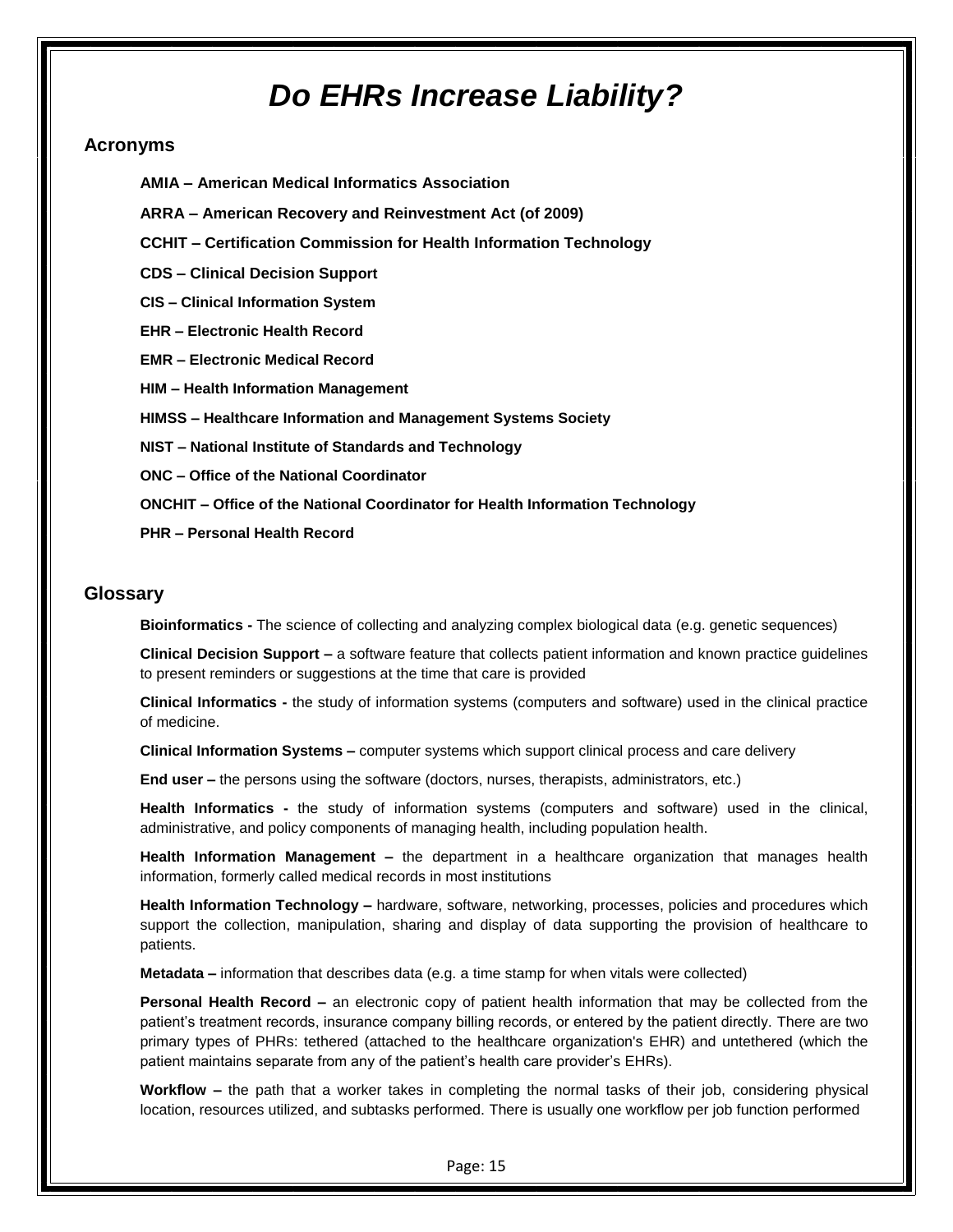# *Do EHRs Increase Liability?*

## Acronyms

**AMIA – American Medical Informatics Association**

**ARRA – American Recovery and Reinvestment Act (of 2009)**

**CCHIT – Certification Commission for Health Information Technology**

**CDS – Clinical Decision Support**

**CIS – Clinical Information System**

**EHR – Electronic Health Record**

**EMR – Electronic Medical Record**

**HIM – Health Information Management**

**HIMSS – Healthcare Information and Management Systems Society**

**NIST – National Institute of Standards and Technology**

**ONC – Office of the National Coordinator**

**ONCHIT – Office of the National Coordinator for Health Information Technology**

**PHR – Personal Health Record**

## Glossary

**Bioinformatics -** The science of collecting and analyzing complex biological data (e.g. genetic sequences)

**Clinical Decision Support –** a software feature that collects patient information and known practice guidelines to present reminders or suggestions at the time that care is provided

**Clinical Informatics -** the study of information systems (computers and software) used in the clinical practice of medicine.

**Clinical Information Systems –** computer systems which support clinical process and care delivery

**End user –** the persons using the software (doctors, nurses, therapists, administrators, etc.)

**Health Informatics -** the study of information systems (computers and software) used in the clinical, administrative, and policy components of managing health, including population health.

**Health Information Management –** the department in a healthcare organization that manages health information, formerly called medical records in most institutions

**Health Information Technology –** hardware, software, networking, processes, policies and procedures which support the collection, manipulation, sharing and display of data supporting the provision of healthcare to patients.

**Metadata –** information that describes data (e.g. a time stamp for when vitals were collected)

**Personal Health Record –** an electronic copy of patient health information that may be collected from the patient's treatment records, insurance company billing records, or entered by the patient directly. There are two primary types of PHRs: tethered (attached to the healthcare organization's EHR) and untethered (which the patient maintains separate from any of the patient's health care provider's EHRs).

**Workflow –** the path that a worker takes in completing the normal tasks of their job, considering physical location, resources utilized, and subtasks performed. There is usually one workflow per job function performed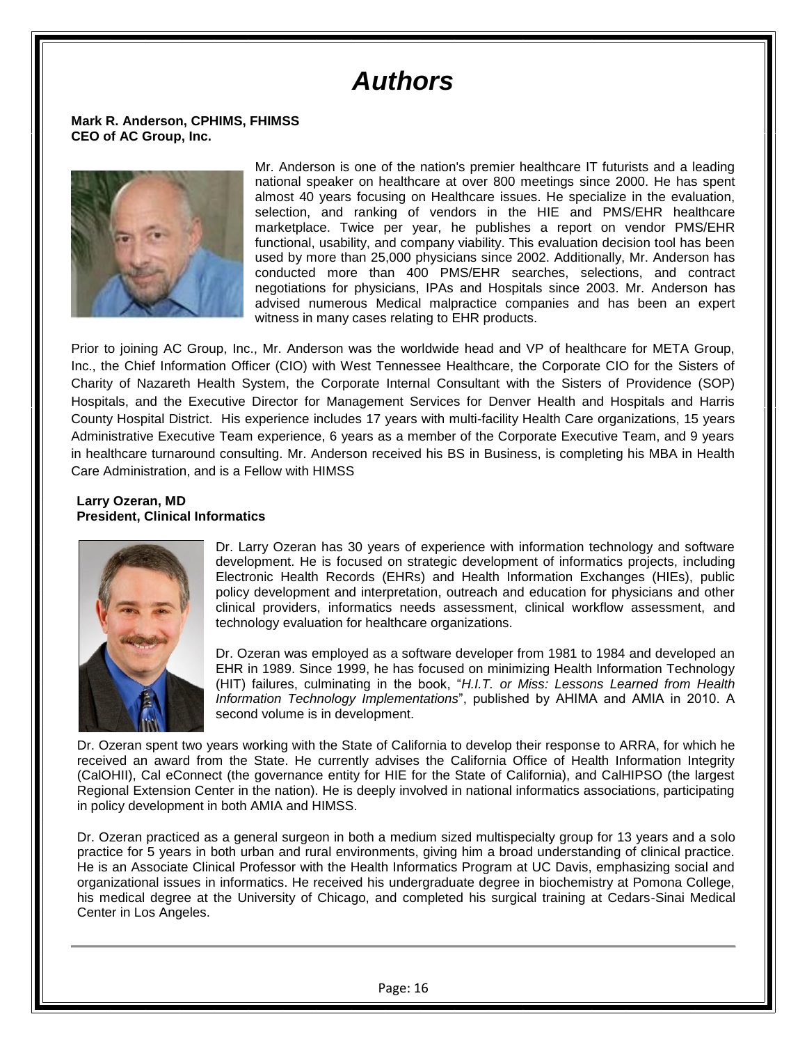# *Authors*

**Mark R. Anderson, CPHIMS, FHIMSS**
**CEO of AC Group, Inc.**

Mr. Anderson is one of the nation's premier healthcare IT futurists and a leading national speaker on healthcare at over 800 meetings since 2000. He has spent almost 40 years focusing on Healthcare issues. He specialize in the evaluation, selection, and ranking of vendors in the HIE and PMS/EHR healthcare marketplace. Twice per year, he publishes a report on vendor PMS/EHR functional, usability, and company viability. This evaluation decision tool has been used by more than 25,000 physicians since 2002. Additionally, Mr. Anderson has conducted more than 400 PMS/EHR searches, selections, and contract negotiations for physicians, IPAs and Hospitals since 2003. Mr. Anderson has advised numerous Medical malpractice companies and has been an expert witness in many cases relating to EHR products.

Prior to joining AC Group, Inc., Mr. Anderson was the worldwide head and VP of healthcare for META Group, Inc., the Chief Information Officer (CIO) with West Tennessee Healthcare, the Corporate CIO for the Sisters of Charity of Nazareth Health System, the Corporate Internal Consultant with the Sisters of Providence (SOP) Hospitals, and the Executive Director for Management Services for Denver Health and Hospitals and Harris County Hospital District. His experience includes 17 years with multi-facility Health Care organizations, 15 years Administrative Executive Team experience, 6 years as a member of the Corporate Executive Team, and 9 years in healthcare turnaround consulting. Mr. Anderson received his BS in Business, is completing his MBA in Health Care Administration, and is a Fellow with HIMSS

**Larry Ozeran, MD**
**President, Clinical Informatics**

Dr. Larry Ozeran has 30 years of experience with information technology and software development. He is focused on strategic development of informatics projects, including Electronic Health Records (EHRs) and Health Information Exchanges (HIEs), public policy development and interpretation, outreach and education for physicians and other clinical providers, informatics needs assessment, clinical workflow assessment, and technology evaluation for healthcare organizations.

Dr. Ozeran was employed as a software developer from 1981 to 1984 and developed an EHR in 1989. Since 1999, he has focused on minimizing Health Information Technology (HIT) failures, culminating in the book, "*H.I.T. or Miss: Lessons Learned from Health Information Technology Implementations*", published by AHIMA and AMIA in 2010. A second volume is in development.

Dr. Ozeran spent two years working with the State of California to develop their response to ARRA, for which he received an award from the State. He currently advises the California Office of Health Information Integrity (CalOHII), Cal eConnect (the governance entity for HIE for the State of California), and CalHIPSO (the largest Regional Extension Center in the nation). He is deeply involved in national informatics associations, participating in policy development in both AMIA and HIMSS.

Dr. Ozeran practiced as a general surgeon in both a medium sized multispecialty group for 13 years and a solo practice for 5 years in both urban and rural environments, giving him a broad understanding of clinical practice. He is an Associate Clinical Professor with the Health Informatics Program at UC Davis, emphasizing social and organizational issues in informatics. He received his undergraduate degree in biochemistry at Pomona College, his medical degree at the University of Chicago, and completed his surgical training at Cedars-Sinai Medical Center in Los Angeles.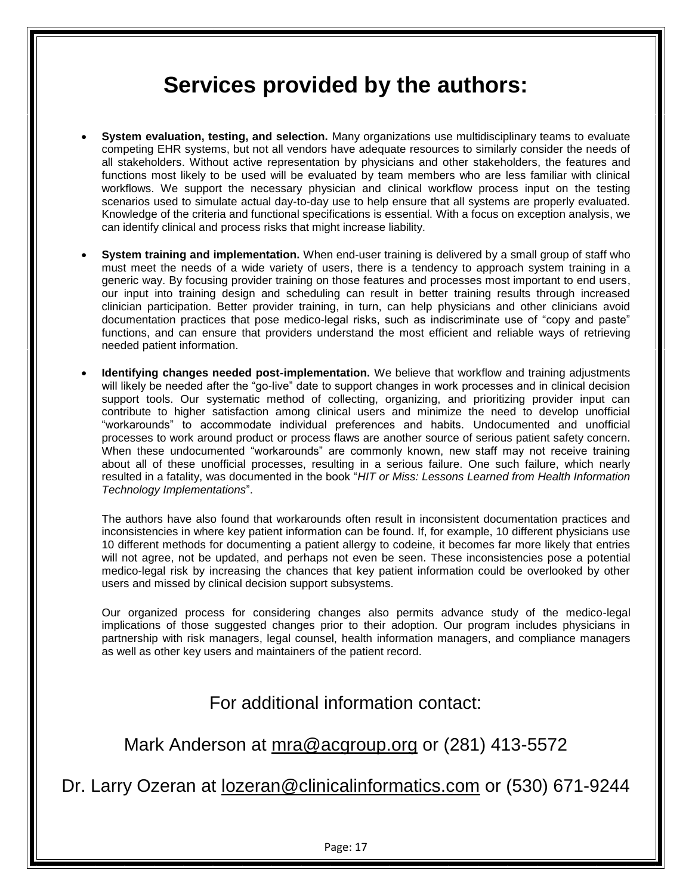# Services provided by the authors:

- **System evaluation, testing, and selection.** Many organizations use multidisciplinary teams to evaluate competing EHR systems, but not all vendors have adequate resources to similarly consider the needs of all stakeholders. Without active representation by physicians and other stakeholders, the features and functions most likely to be used will be evaluated by team members who are less familiar with clinical workflows. We support the necessary physician and clinical workflow process input on the testing scenarios used to simulate actual day-to-day use to help ensure that all systems are properly evaluated. Knowledge of the criteria and functional specifications is essential. With a focus on exception analysis, we can identify clinical and process risks that might increase liability.

- **System training and implementation.** When end-user training is delivered by a small group of staff who must meet the needs of a wide variety of users, there is a tendency to approach system training in a generic way. By focusing provider training on those features and processes most important to end users, our input into training design and scheduling can result in better training results through increased clinician participation. Better provider training, in turn, can help physicians and other clinicians avoid documentation practices that pose medico-legal risks, such as indiscriminate use of "copy and paste" functions, and can ensure that providers understand the most efficient and reliable ways of retrieving needed patient information.

- **Identifying changes needed post-implementation.** We believe that workflow and training adjustments will likely be needed after the "go-live" date to support changes in work processes and in clinical decision support tools. Our systematic method of collecting, organizing, and prioritizing provider input can contribute to higher satisfaction among clinical users and minimize the need to develop unofficial "workarounds" to accommodate individual preferences and habits. Undocumented and unofficial processes to work around product or process flaws are another source of serious patient safety concern. When these undocumented "workarounds" are commonly known, new staff may not receive training about all of these unofficial processes, resulting in a serious failure. One such failure, which nearly resulted in a fatality, was documented in the book "*HIT or Miss: Lessons Learned from Health Information Technology Implementations*".

  The authors have also found that workarounds often result in inconsistent documentation practices and inconsistencies in where key patient information can be found. If, for example, 10 different physicians use 10 different methods for documenting a patient allergy to codeine, it becomes far more likely that entries will not agree, not be updated, and perhaps not even be seen. These inconsistencies pose a potential medico-legal risk by increasing the chances that key patient information could be overlooked by other users and missed by clinical decision support subsystems.

  Our organized process for considering changes also permits advance study of the medico-legal implications of those suggested changes prior to their adoption. Our program includes physicians in partnership with risk managers, legal counsel, health information managers, and compliance managers as well as other key users and maintainers of the patient record.

For additional information contact:

Mark Anderson at mra@acgroup.org or (281) 413-5572

Dr. Larry Ozeran at lozeran@clinicalinformatics.com or (530) 671-9244